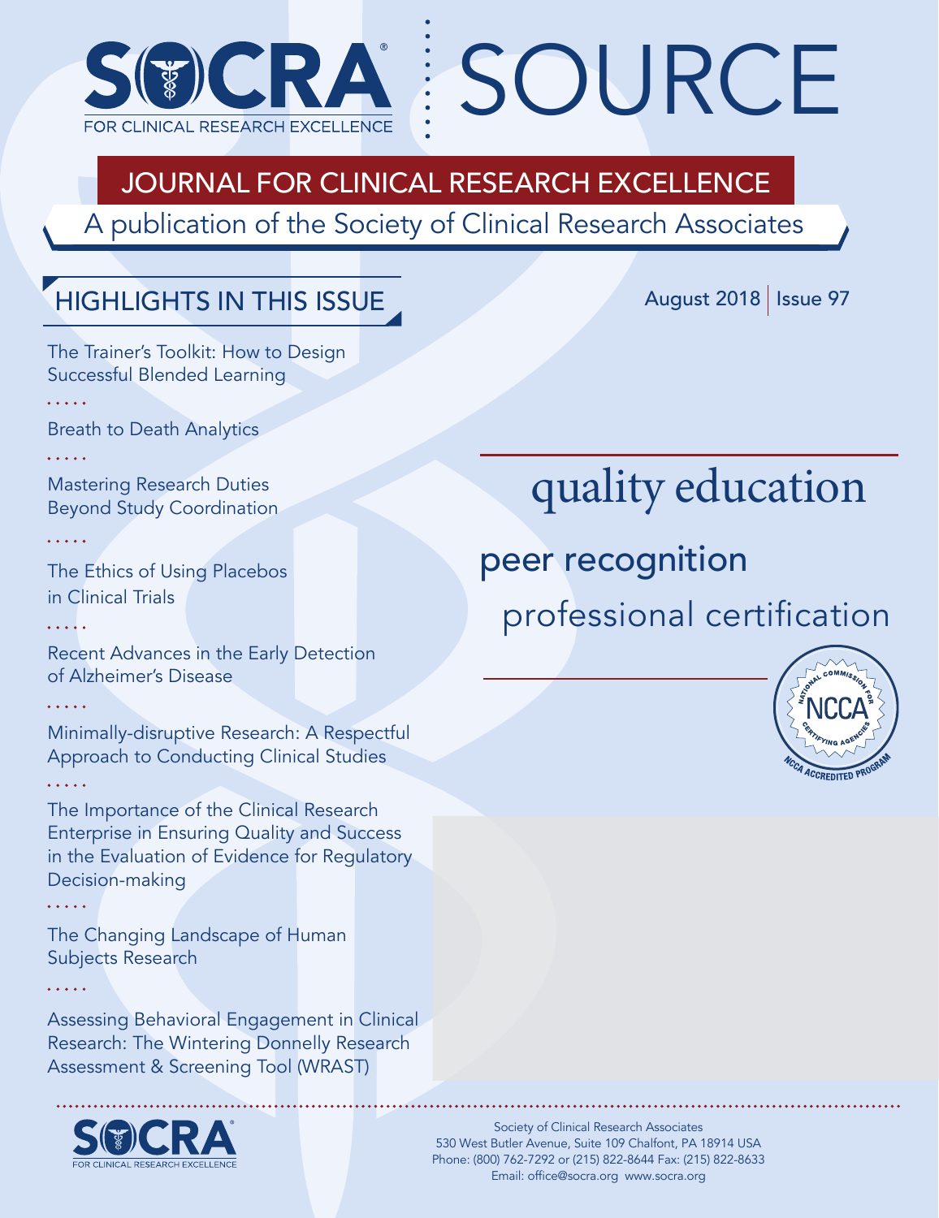# SOCRA SOURCE

FOR CLINICAL RESEARCH EXCELLENCE

## JOURNAL FOR CLINICAL RESEARCH EXCELLENCE

A publication of the Society of Clinical Research Associates

August 2018 | Issue 97

## HIGHLIGHTS IN THIS ISSUE

The Trainer's Toolkit: How to Design Successful Blended Learning

Breath to Death Analytics

Mastering Research Duties Beyond Study Coordination

The Ethics of Using Placebos in Clinical Trials

Recent Advances in the Early Detection of Alzheimer's Disease

Minimally-disruptive Research: A Respectful Approach to Conducting Clinical Studies

The Importance of the Clinical Research Enterprise in Ensuring Quality and Success in the Evaluation of Evidence for Regulatory Decision-making

The Changing Landscape of Human Subjects Research

Assessing Behavioral Engagement in Clinical Research: The Wintering Donnelly Research Assessment & Screening Tool (WRAST)

quality education

peer recognition

professional certification

NATIONAL COMMISSION FOR CERTIFYING AGENCIES NCCA — NCCA ACCREDITED PROGRAM

SOCRA FOR CLINICAL RESEARCH EXCELLENCE

Society of Clinical Research Associates
530 West Butler Avenue, Suite 109 Chalfont, PA 18914 USA
Phone: (800) 762-7292 or (215) 822-8644 Fax: (215) 822-8633
Email: office@socra.org www.socra.org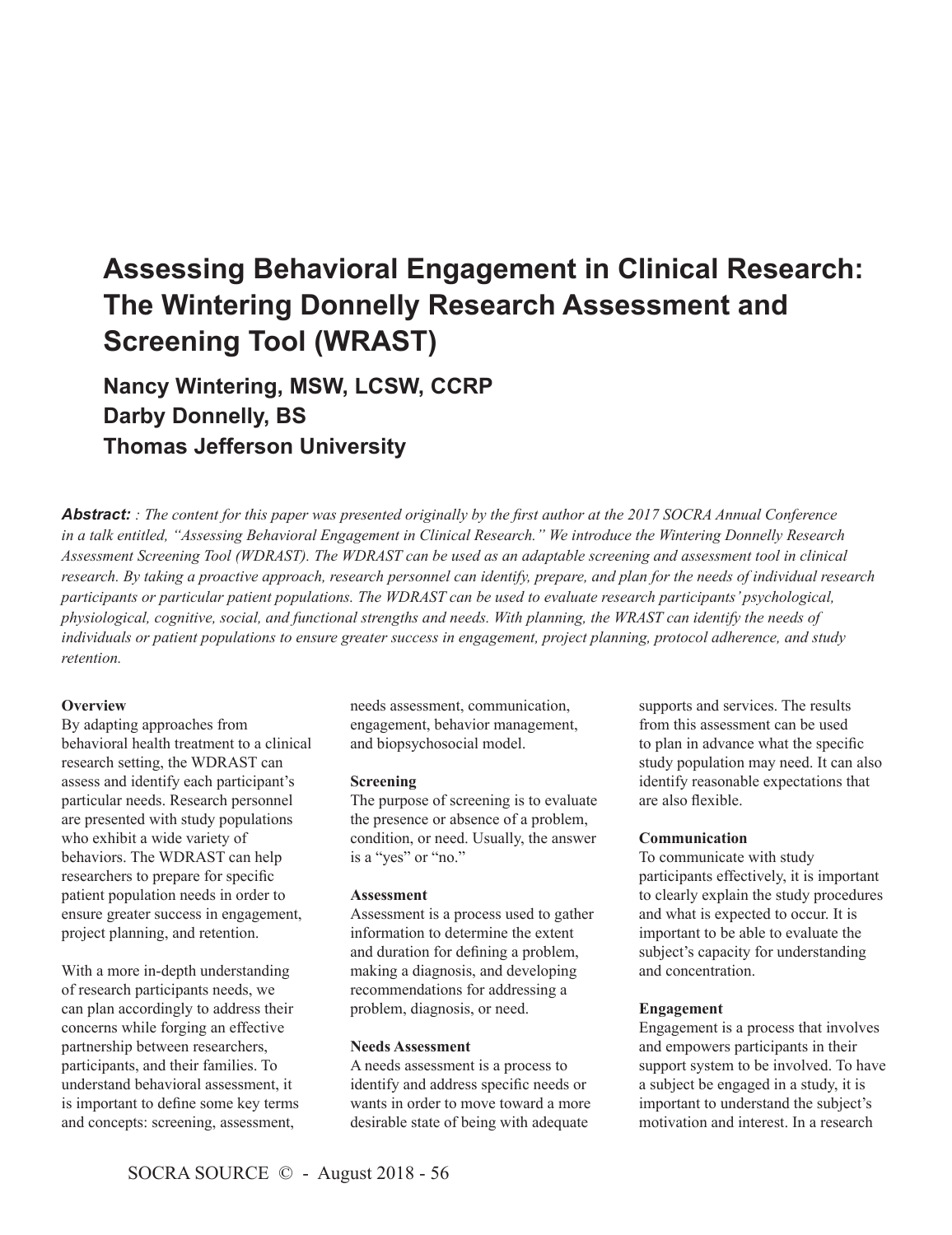# Assessing Behavioral Engagement in Clinical Research: The Wintering Donnelly Research Assessment and Screening Tool (WRAST)

**Nancy Wintering, MSW, LCSW, CCRP**
**Darby Donnelly, BS**
**Thomas Jefferson University**

***Abstract:*** *: The content for this paper was presented originally by the first author at the 2017 SOCRA Annual Conference in a talk entitled, "Assessing Behavioral Engagement in Clinical Research." We introduce the Wintering Donnelly Research Assessment Screening Tool (WDRAST). The WDRAST can be used as an adaptable screening and assessment tool in clinical research. By taking a proactive approach, research personnel can identify, prepare, and plan for the needs of individual research participants or particular patient populations. The WDRAST can be used to evaluate research participants' psychological, physiological, cognitive, social, and functional strengths and needs. With planning, the WRAST can identify the needs of individuals or patient populations to ensure greater success in engagement, project planning, protocol adherence, and study retention.*

**Overview**

By adapting approaches from behavioral health treatment to a clinical research setting, the WDRAST can assess and identify each participant's particular needs. Research personnel are presented with study populations who exhibit a wide variety of behaviors. The WDRAST can help researchers to prepare for specific patient population needs in order to ensure greater success in engagement, project planning, and retention.

With a more in-depth understanding of research participants needs, we can plan accordingly to address their concerns while forging an effective partnership between researchers, participants, and their families. To understand behavioral assessment, it is important to define some key terms and concepts: screening, assessment, needs assessment, communication, engagement, behavior management, and biopsychosocial model.

**Screening**

The purpose of screening is to evaluate the presence or absence of a problem, condition, or need. Usually, the answer is a "yes" or "no."

**Assessment**

Assessment is a process used to gather information to determine the extent and duration for defining a problem, making a diagnosis, and developing recommendations for addressing a problem, diagnosis, or need.

**Needs Assessment**

A needs assessment is a process to identify and address specific needs or wants in order to move toward a more desirable state of being with adequate supports and services. The results from this assessment can be used to plan in advance what the specific study population may need. It can also identify reasonable expectations that are also flexible.

**Communication**

To communicate with study participants effectively, it is important to clearly explain the study procedures and what is expected to occur. It is important to be able to evaluate the subject's capacity for understanding and concentration.

**Engagement**

Engagement is a process that involves and empowers participants in their support system to be involved. To have a subject be engaged in a study, it is important to understand the subject's motivation and interest. In a research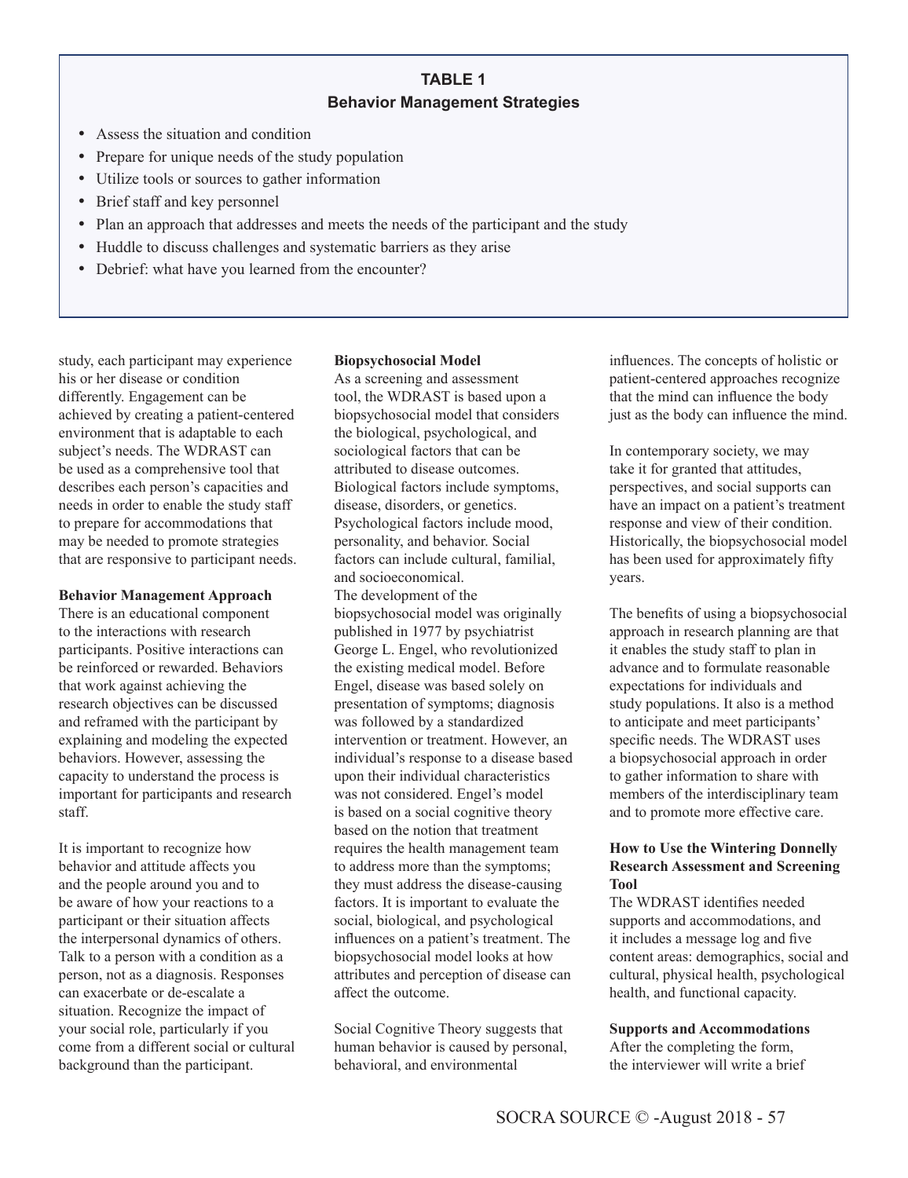**TABLE 1**

**Behavior Management Strategies**

- Assess the situation and condition
- Prepare for unique needs of the study population
- Utilize tools or sources to gather information
- Brief staff and key personnel
- Plan an approach that addresses and meets the needs of the participant and the study
- Huddle to discuss challenges and systematic barriers as they arise
- Debrief: what have you learned from the encounter?

study, each participant may experience his or her disease or condition differently. Engagement can be achieved by creating a patient-centered environment that is adaptable to each subject's needs. The WDRAST can be used as a comprehensive tool that describes each person's capacities and needs in order to enable the study staff to prepare for accommodations that may be needed to promote strategies that are responsive to participant needs.

**Behavior Management Approach**

There is an educational component to the interactions with research participants. Positive interactions can be reinforced or rewarded. Behaviors that work against achieving the research objectives can be discussed and reframed with the participant by explaining and modeling the expected behaviors. However, assessing the capacity to understand the process is important for participants and research staff.

It is important to recognize how behavior and attitude affects you and the people around you and to be aware of how your reactions to a participant or their situation affects the interpersonal dynamics of others. Talk to a person with a condition as a person, not as a diagnosis. Responses can exacerbate or de-escalate a situation. Recognize the impact of your social role, particularly if you come from a different social or cultural background than the participant.

**Biopsychosocial Model**

As a screening and assessment tool, the WDRAST is based upon a biopsychosocial model that considers the biological, psychological, and sociological factors that can be attributed to disease outcomes. Biological factors include symptoms, disease, disorders, or genetics. Psychological factors include mood, personality, and behavior. Social factors can include cultural, familial, and socioeconomical.

The development of the biopsychosocial model was originally published in 1977 by psychiatrist George L. Engel, who revolutionized the existing medical model. Before Engel, disease was based solely on presentation of symptoms; diagnosis was followed by a standardized intervention or treatment. However, an individual's response to a disease based upon their individual characteristics was not considered. Engel's model is based on a social cognitive theory based on the notion that treatment requires the health management team to address more than the symptoms; they must address the disease-causing factors. It is important to evaluate the social, biological, and psychological influences on a patient's treatment. The biopsychosocial model looks at how attributes and perception of disease can affect the outcome.

Social Cognitive Theory suggests that human behavior is caused by personal, behavioral, and environmental influences. The concepts of holistic or patient-centered approaches recognize that the mind can influence the body just as the body can influence the mind.

In contemporary society, we may take it for granted that attitudes, perspectives, and social supports can have an impact on a patient's treatment response and view of their condition. Historically, the biopsychosocial model has been used for approximately fifty years.

The benefits of using a biopsychosocial approach in research planning are that it enables the study staff to plan in advance and to formulate reasonable expectations for individuals and study populations. It also is a method to anticipate and meet participants' specific needs. The WDRAST uses a biopsychosocial approach in order to gather information to share with members of the interdisciplinary team and to promote more effective care.

**How to Use the Wintering Donnelly Research Assessment and Screening Tool**

The WDRAST identifies needed supports and accommodations, and it includes a message log and five content areas: demographics, social and cultural, physical health, psychological health, and functional capacity.

**Supports and Accommodations**

After the completing the form, the interviewer will write a brief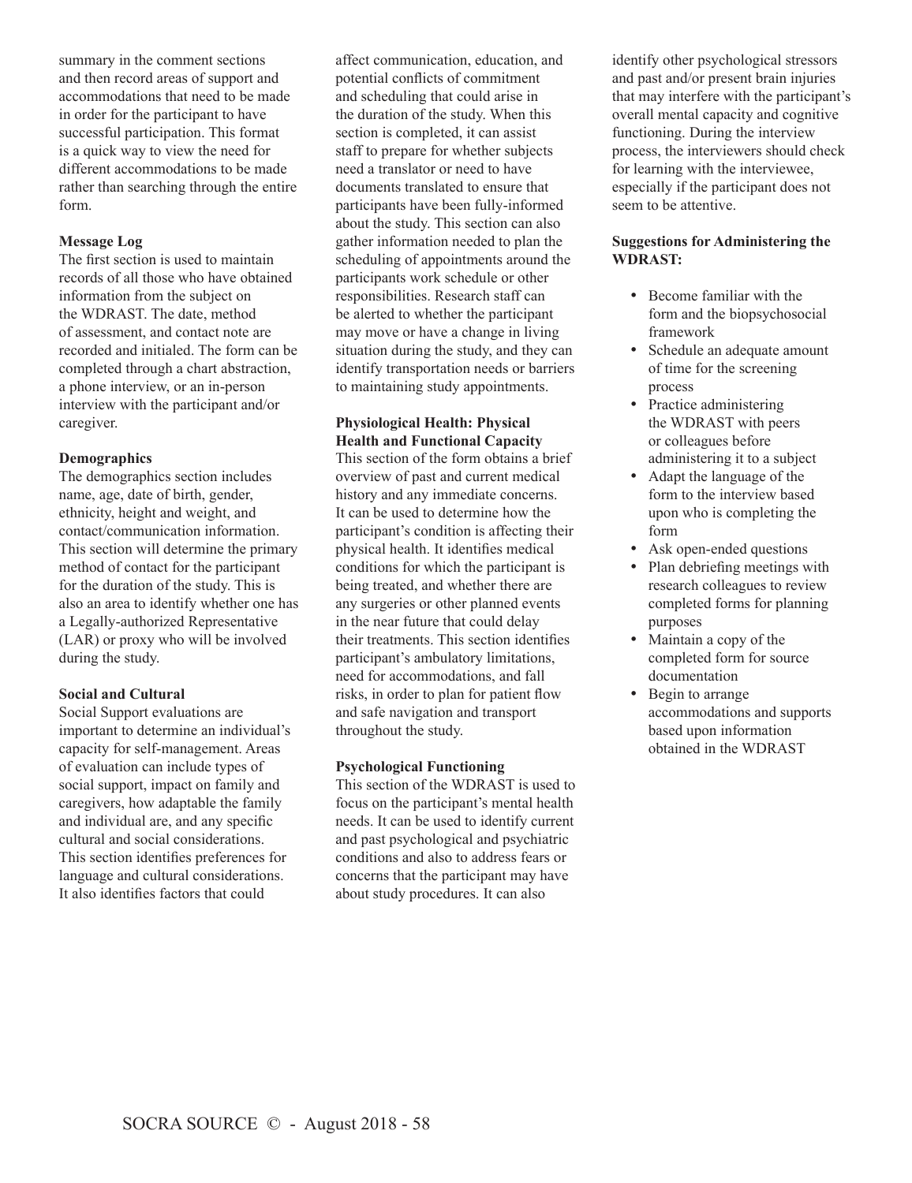summary in the comment sections and then record areas of support and accommodations that need to be made in order for the participant to have successful participation. This format is a quick way to view the need for different accommodations to be made rather than searching through the entire form.

**Message Log**

The first section is used to maintain records of all those who have obtained information from the subject on the WDRAST. The date, method of assessment, and contact note are recorded and initialed. The form can be completed through a chart abstraction, a phone interview, or an in-person interview with the participant and/or caregiver.

**Demographics**

The demographics section includes name, age, date of birth, gender, ethnicity, height and weight, and contact/communication information. This section will determine the primary method of contact for the participant for the duration of the study. This is also an area to identify whether one has a Legally-authorized Representative (LAR) or proxy who will be involved during the study.

**Social and Cultural**

Social Support evaluations are important to determine an individual's capacity for self-management. Areas of evaluation can include types of social support, impact on family and caregivers, how adaptable the family and individual are, and any specific cultural and social considerations. This section identifies preferences for language and cultural considerations. It also identifies factors that could affect communication, education, and potential conflicts of commitment and scheduling that could arise in the duration of the study. When this section is completed, it can assist staff to prepare for whether subjects need a translator or need to have documents translated to ensure that participants have been fully-informed about the study. This section can also gather information needed to plan the scheduling of appointments around the participants work schedule or other responsibilities. Research staff can be alerted to whether the participant may move or have a change in living situation during the study, and they can identify transportation needs or barriers to maintaining study appointments.

**Physiological Health: Physical Health and Functional Capacity**

This section of the form obtains a brief overview of past and current medical history and any immediate concerns. It can be used to determine how the participant's condition is affecting their physical health. It identifies medical conditions for which the participant is being treated, and whether there are any surgeries or other planned events in the near future that could delay their treatments. This section identifies participant's ambulatory limitations, need for accommodations, and fall risks, in order to plan for patient flow and safe navigation and transport throughout the study.

**Psychological Functioning**

This section of the WDRAST is used to focus on the participant's mental health needs. It can be used to identify current and past psychological and psychiatric conditions and also to address fears or concerns that the participant may have about study procedures. It can also identify other psychological stressors and past and/or present brain injuries that may interfere with the participant's overall mental capacity and cognitive functioning. During the interview process, the interviewers should check for learning with the interviewee, especially if the participant does not seem to be attentive.

**Suggestions for Administering the WDRAST:**

- Become familiar with the form and the biopsychosocial framework
- Schedule an adequate amount of time for the screening process
- Practice administering the WDRAST with peers or colleagues before administering it to a subject
- Adapt the language of the form to the interview based upon who is completing the form
- Ask open-ended questions
- Plan debriefing meetings with research colleagues to review completed forms for planning purposes
- Maintain a copy of the completed form for source documentation
- Begin to arrange accommodations and supports based upon information obtained in the WDRAST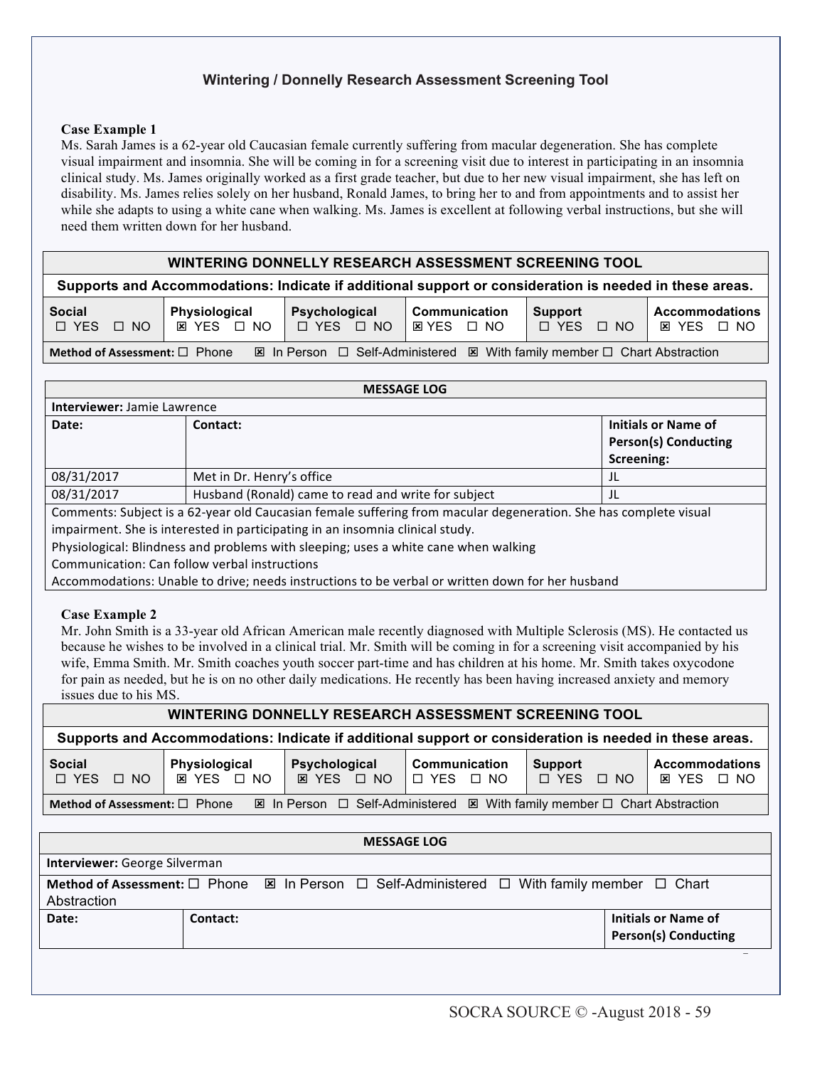### Wintering / Donnelly Research Assessment Screening Tool

**Case Example 1**

Ms. Sarah James is a 62-year old Caucasian female currently suffering from macular degeneration. She has complete visual impairment and insomnia. She will be coming in for a screening visit due to interest in participating in an insomnia clinical study. Ms. James originally worked as a first grade teacher, but due to her new visual impairment, she has left on disability. Ms. James relies solely on her husband, Ronald James, to bring her to and from appointments and to assist her while she adapts to using a white cane when walking. Ms. James is excellent at following verbal instructions, but she will need them written down for her husband.

| **WINTERING DONNELLY RESEARCH ASSESSMENT SCREENING TOOL** | | | | | |
|---|---|---|---|---|---|
| **Supports and Accommodations: Indicate if additional support or consideration is needed in these areas.** | | | | | |
| **Social** ☐ YES ☐ NO | **Physiological** ☒ YES ☐ NO | **Psychological** ☐ YES ☐ NO | **Communication** ☒ YES ☐ NO | **Support** ☐ YES ☐ NO | **Accommodations** ☒ YES ☐ NO |
| **Method of Assessment:** ☐ Phone ☒ In Person ☐ Self-Administered ☒ With family member ☐ Chart Abstraction | | | | | |

| **MESSAGE LOG** | | |
|---|---|---|
| **Interviewer:** Jamie Lawrence | | |
| **Date:** | **Contact:** | **Initials or Name of Person(s) Conducting Screening:** |
| 08/31/2017 | Met in Dr. Henry's office | JL |
| 08/31/2017 | Husband (Ronald) came to read and write for subject | JL |
| Comments: Subject is a 62-year old Caucasian female suffering from macular degeneration. She has complete visual impairment. She is interested in participating in an insomnia clinical study.<br>Physiological: Blindness and problems with sleeping; uses a white cane when walking<br>Communication: Can follow verbal instructions<br>Accommodations: Unable to drive; needs instructions to be verbal or written down for her husband | | |

**Case Example 2**

Mr. John Smith is a 33-year old African American male recently diagnosed with Multiple Sclerosis (MS). He contacted us because he wishes to be involved in a clinical trial. Mr. Smith will be coming in for a screening visit accompanied by his wife, Emma Smith. Mr. Smith coaches youth soccer part-time and has children at his home. Mr. Smith takes oxycodone for pain as needed, but he is on no other daily medications. He recently has been having increased anxiety and memory issues due to his MS.

| **WINTERING DONNELLY RESEARCH ASSESSMENT SCREENING TOOL** | | | | | |
|---|---|---|---|---|---|
| **Supports and Accommodations: Indicate if additional support or consideration is needed in these areas.** | | | | | |
| **Social** ☐ YES ☐ NO | **Physiological** ☒ YES ☐ NO | **Psychological** ☒ YES ☐ NO | **Communication** ☐ YES ☐ NO | **Support** ☐ YES ☐ NO | **Accommodations** ☒ YES ☐ NO |
| **Method of Assessment:** ☐ Phone ☒ In Person ☐ Self-Administered ☒ With family member ☐ Chart Abstraction | | | | | |

| **MESSAGE LOG** | | |
|---|---|---|
| **Interviewer:** George Silverman | | |
| **Method of Assessment:** ☐ Phone ☒ In Person ☐ Self-Administered ☐ With family member ☐ Chart Abstraction | | |
| **Date:** | **Contact:** | **Initials or Name of Person(s) Conducting** |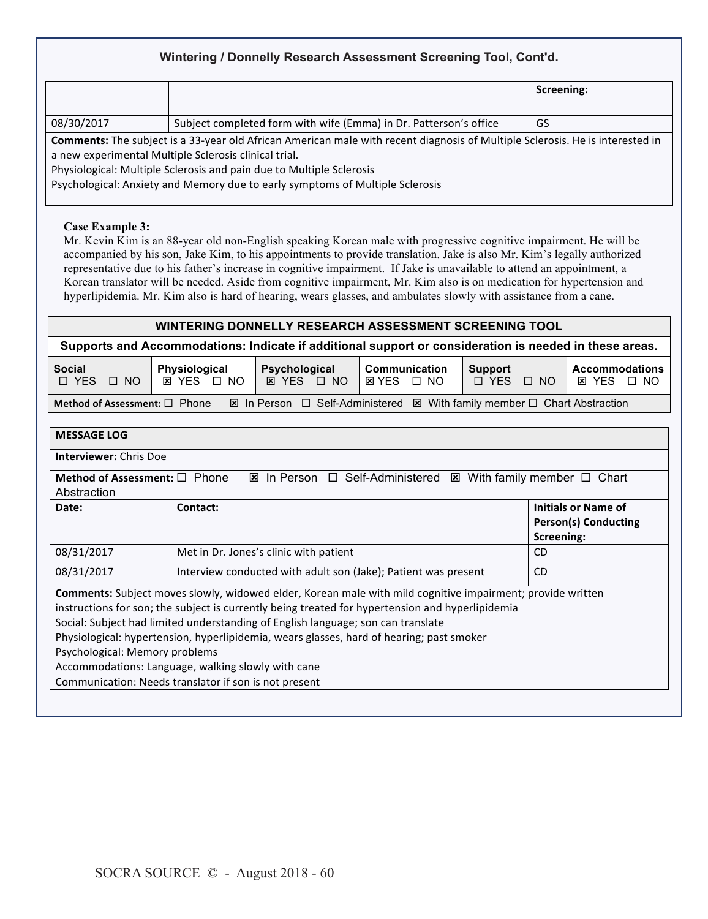### Wintering / Donnelly Research Assessment Screening Tool, Cont'd.

| | | **Screening:** |
|---|---|---|
| 08/30/2017 | Subject completed form with wife (Emma) in Dr. Patterson's office | GS |

**Comments:** The subject is a 33-year old African American male with recent diagnosis of Multiple Sclerosis. He is interested in a new experimental Multiple Sclerosis clinical trial.
Physiological: Multiple Sclerosis and pain due to Multiple Sclerosis
Psychological: Anxiety and Memory due to early symptoms of Multiple Sclerosis

**Case Example 3:**
Mr. Kevin Kim is an 88-year old non-English speaking Korean male with progressive cognitive impairment. He will be accompanied by his son, Jake Kim, to his appointments to provide translation. Jake is also Mr. Kim's legally authorized representative due to his father's increase in cognitive impairment. If Jake is unavailable to attend an appointment, a Korean translator will be needed. Aside from cognitive impairment, Mr. Kim also is on medication for hypertension and hyperlipidemia. Mr. Kim also is hard of hearing, wears glasses, and ambulates slowly with assistance from a cane.

**WINTERING DONNELLY RESEARCH ASSESSMENT SCREENING TOOL**

**Supports and Accommodations: Indicate if additional support or consideration is needed in these areas.**

| Social | Physiological | Psychological | Communication | Support | Accommodations |
|---|---|---|---|---|---|
| ☐ YES ☐ NO | ☒ YES ☐ NO | ☒ YES ☐ NO | ☒ YES ☐ NO | ☐ YES ☐ NO | ☒ YES ☐ NO |

**Method of Assessment:** ☐ Phone ☒ In Person ☐ Self-Administered ☒ With family member ☐ Chart Abstraction

**MESSAGE LOG**

**Interviewer:** Chris Doe

**Method of Assessment:** ☐ Phone ☒ In Person ☐ Self-Administered ☒ With family member ☐ Chart Abstraction

| **Date:** | **Contact:** | **Initials or Name of Person(s) Conducting Screening:** |
|---|---|---|
| 08/31/2017 | Met in Dr. Jones's clinic with patient | CD |
| 08/31/2017 | Interview conducted with adult son (Jake); Patient was present | CD |

**Comments:** Subject moves slowly, widowed elder, Korean male with mild cognitive impairment; provide written instructions for son; the subject is currently being treated for hypertension and hyperlipidemia
Social: Subject had limited understanding of English language; son can translate
Physiological: hypertension, hyperlipidemia, wears glasses, hard of hearing; past smoker
Psychological: Memory problems
Accommodations: Language, walking slowly with cane
Communication: Needs translator if son is not present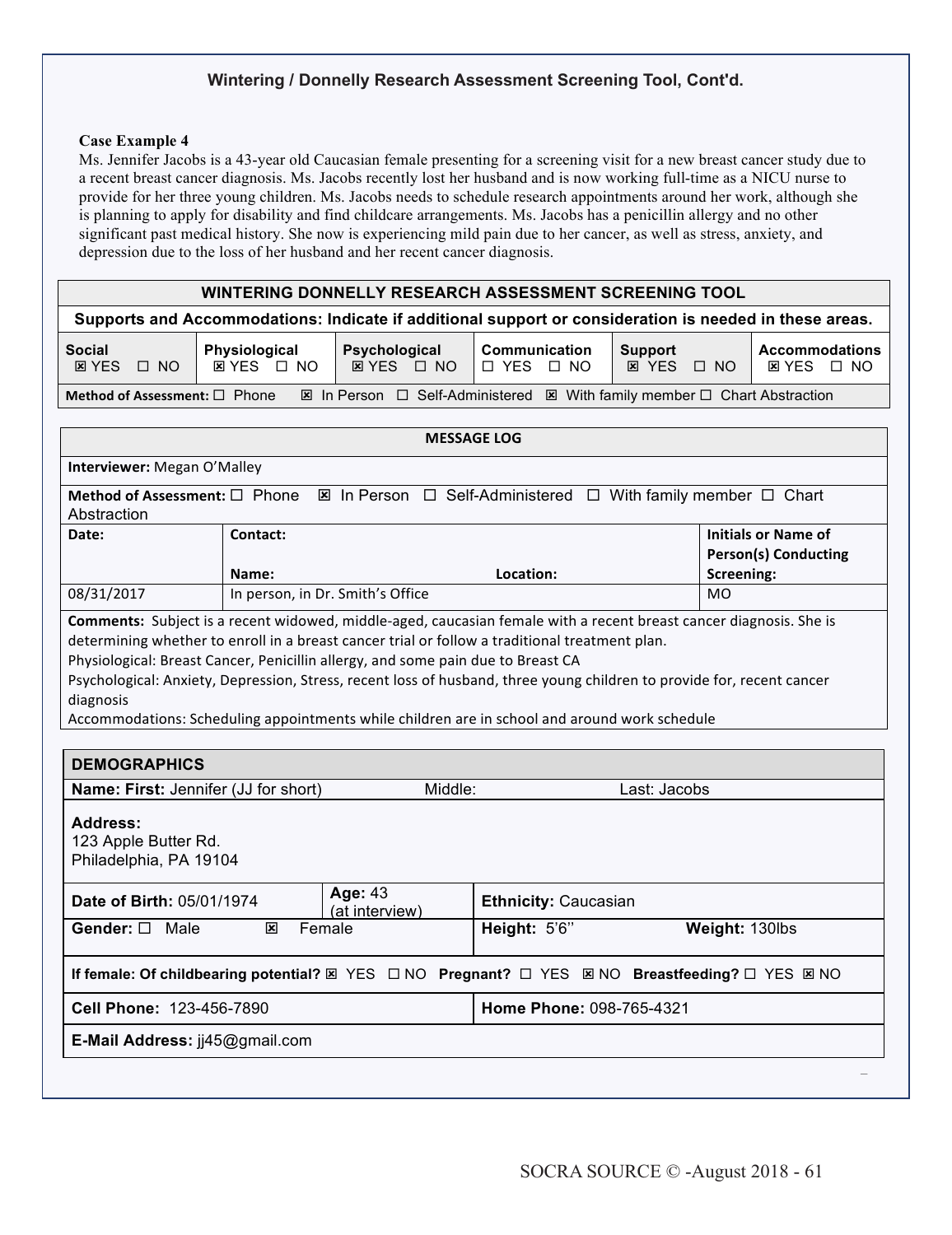### Wintering / Donnelly Research Assessment Screening Tool, Cont'd.

**Case Example 4**

Ms. Jennifer Jacobs is a 43-year old Caucasian female presenting for a screening visit for a new breast cancer study due to a recent breast cancer diagnosis. Ms. Jacobs recently lost her husband and is now working full-time as a NICU nurse to provide for her three young children. Ms. Jacobs needs to schedule research appointments around her work, although she is planning to apply for disability and find childcare arrangements. Ms. Jacobs has a penicillin allergy and no other significant past medical history. She now is experiencing mild pain due to her cancer, as well as stress, anxiety, and depression due to the loss of her husband and her recent cancer diagnosis.

| **WINTERING DONNELLY RESEARCH ASSESSMENT SCREENING TOOL** | | | | | |
|---|---|---|---|---|---|
| **Supports and Accommodations: Indicate if additional support or consideration is needed in these areas.** | | | | | |
| **Social** ☒ YES ☐ NO | **Physiological** ☒ YES ☐ NO | **Psychological** ☒ YES ☐ NO | **Communication** ☐ YES ☐ NO | **Support** ☒ YES ☐ NO | **Accommodations** ☒ YES ☐ NO |
| **Method of Assessment:** ☐ Phone ☒ In Person ☐ Self-Administered ☒ With family member ☐ Chart Abstraction | | | | | |

| **MESSAGE LOG** | | | |
|---|---|---|---|
| **Interviewer:** Megan O'Malley | | | |
| **Method of Assessment:** ☐ Phone ☒ In Person ☐ Self-Administered ☐ With family member ☐ Chart Abstraction | | | |
| **Date:** | **Contact:** **Name:** | **Location:** | **Initials or Name of Person(s) Conducting Screening:** |
| 08/31/2017 | In person, in Dr. Smith's Office | | MO |
| **Comments:** Subject is a recent widowed, middle-aged, caucasian female with a recent breast cancer diagnosis. She is determining whether to enroll in a breast cancer trial or follow a traditional treatment plan.<br>Physiological: Breast Cancer, Penicillin allergy, and some pain due to Breast CA<br>Psychological: Anxiety, Depression, Stress, recent loss of husband, three young children to provide for, recent cancer diagnosis<br>Accommodations: Scheduling appointments while children are in school and around work schedule | | | |

| **DEMOGRAPHICS** | | | |
|---|---|---|---|
| **Name: First:** Jennifer (JJ for short) | Middle: | Last: Jacobs | |
| **Address:**<br>123 Apple Butter Rd.<br>Philadelphia, PA 19104 | | | |
| **Date of Birth:** 05/01/1974 | **Age:** 43 (at interview) | **Ethnicity:** Caucasian | |
| **Gender:** ☐ Male ☒ Female | | **Height:** 5'6'' | **Weight:** 130lbs |
| **If female: Of childbearing potential?** ☒ YES ☐ NO **Pregnant?** ☐ YES ☒ NO **Breastfeeding?** ☐ YES ☒ NO | | | |
| **Cell Phone:** 123-456-7890 | | **Home Phone:** 098-765-4321 | |
| **E-Mail Address:** jj45@gmail.com | | | |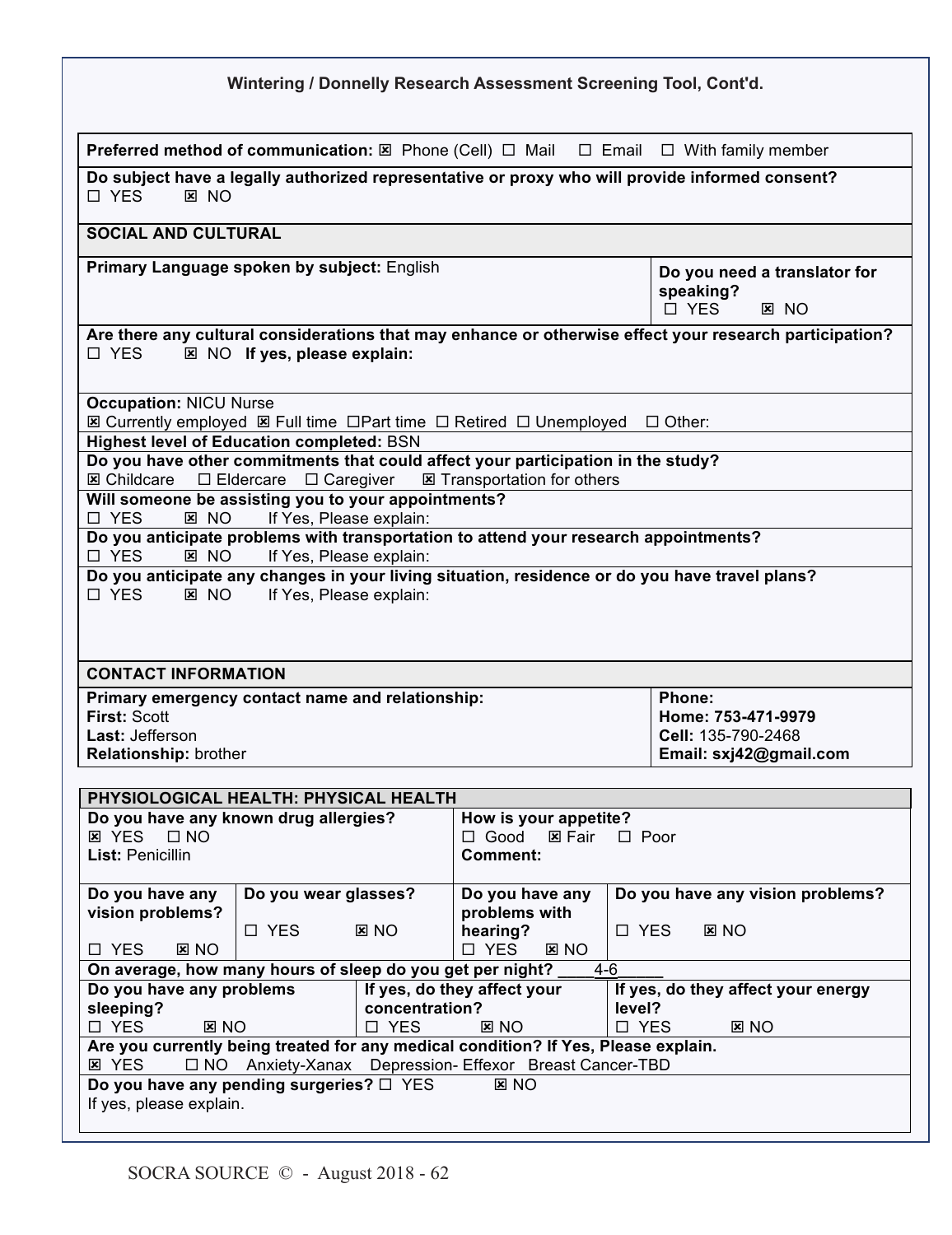## Wintering / Donnelly Research Assessment Screening Tool, Cont'd.

**Preferred method of communication:** ☒ Phone (Cell) ☐ Mail ☐ Email ☐ With family member

**Do subject have a legally authorized representative or proxy who will provide informed consent?**
☐ YES ☒ NO

### SOCIAL AND CULTURAL

| **Primary Language spoken by subject:** English | **Do you need a translator for speaking?** ☐ YES ☒ NO |
|---|---|

**Are there any cultural considerations that may enhance or otherwise effect your research participation?**
☐ YES ☒ NO **If yes, please explain:**

**Occupation:** NICU Nurse
☒ Currently employed ☒ Full time ☐ Part time ☐ Retired ☐ Unemployed ☐ Other:

**Highest level of Education completed:** BSN

**Do you have other commitments that could affect your participation in the study?**
☒ Childcare ☐ Eldercare ☐ Caregiver ☒ Transportation for others

**Will someone be assisting you to your appointments?**
☐ YES ☒ NO If Yes, Please explain:

**Do you anticipate problems with transportation to attend your research appointments?**
☐ YES ☒ NO If Yes, Please explain:

**Do you anticipate any changes in your living situation, residence or do you have travel plans?**
☐ YES ☒ NO If Yes, Please explain:

### CONTACT INFORMATION

| **Primary emergency contact name and relationship:** | **Phone:** |
|---|---|
| **First:** Scott | **Home: 753-471-9979** |
| **Last:** Jefferson | **Cell:** 135-790-2468 |
| **Relationship:** brother | **Email: sxj42@gmail.com** |

### PHYSIOLOGICAL HEALTH: PHYSICAL HEALTH

| **Do you have any known drug allergies?** ☒ YES ☐ NO **List:** Penicillin | **How is your appetite?** ☐ Good ☒ Fair ☐ Poor **Comment:** |
|---|---|

| **Do you have any vision problems?** | **Do you wear glasses?** | **Do you have any problems with hearing?** | **Do you have any vision problems?** |
|---|---|---|---|
| ☐ YES ☒ NO | ☐ YES ☒ NO | ☐ YES ☒ NO | ☐ YES ☒ NO |

**On average, how many hours of sleep do you get per night?** ____4-6_____

| **Do you have any problems sleeping?** | **If yes, do they affect your concentration?** | **If yes, do they affect your energy level?** |
|---|---|---|
| ☐ YES ☒ NO | ☐ YES ☒ NO | ☐ YES ☒ NO |

**Are you currently being treated for any medical condition? If Yes, Please explain.**
☒ YES ☐ NO Anxiety-Xanax Depression- Effexor Breast Cancer-TBD

**Do you have any pending surgeries?** ☐ YES ☒ NO
If yes, please explain.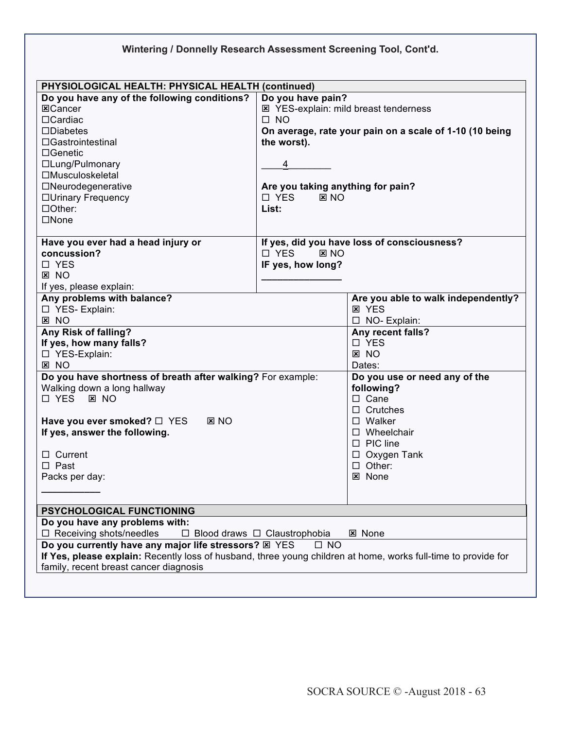**Wintering / Donnelly Research Assessment Screening Tool, Cont'd.**

| **PHYSIOLOGICAL HEALTH: PHYSICAL HEALTH (continued)** | | |
|---|---|---|
| **Do you have any of the following conditions?**<br>☒Cancer<br>☐Cardiac<br>☐Diabetes<br>☐Gastrointestinal<br>☐Genetic<br>☐Lung/Pulmonary<br>☐Musculoskeletal<br>☐Neurodegenerative<br>☐Urinary Frequency<br>☐Other:<br>☐None | **Do you have pain?**<br>☒ YES-explain: mild breast tenderness<br>☐ NO<br>**On average, rate your pain on a scale of 1-10 (10 being the worst).**<br>____4________<br>**Are you taking anything for pain?**<br>☐ YES ☒ NO<br>**List:** | |
| **Have you ever had a head injury or concussion?**<br>☐ YES<br>☒ NO<br>If yes, please explain: | **If yes, did you have loss of consciousness?**<br>☐ YES ☒ NO<br>**IF yes, how long?**<br>_______________ | |
| **Any problems with balance?**<br>☐ YES- Explain:<br>☒ NO | | **Are you able to walk independently?**<br>☒ YES<br>☐ NO- Explain: |
| **Any Risk of falling?**<br>**If yes, how many falls?**<br>☐ YES-Explain:<br>☒ NO | | **Any recent falls?**<br>☐ YES<br>☒ NO<br>Dates: |
| **Do you have shortness of breath after walking?** For example: Walking down a long hallway<br>☐ YES ☒ NO<br><br>**Have you ever smoked?** ☐ YES ☒ NO<br>**If yes, answer the following.**<br>☐ Current<br>☐ Past<br>Packs per day:<br>___________ | | **Do you use or need any of the following?**<br>☐ Cane<br>☐ Crutches<br>☐ Walker<br>☐ Wheelchair<br>☐ PIC line<br>☐ Oxygen Tank<br>☐ Other:<br>☒ None |
| **PSYCHOLOGICAL FUNCTIONING** | | |
| **Do you have any problems with:**<br>☐ Receiving shots/needles ☐ Blood draws ☐ Claustrophobia ☒ None | | |
| **Do you currently have any major life stressors?** ☒ YES ☐ NO<br>**If Yes, please explain:** Recently loss of husband, three young children at home, works full-time to provide for family, recent breast cancer diagnosis | | |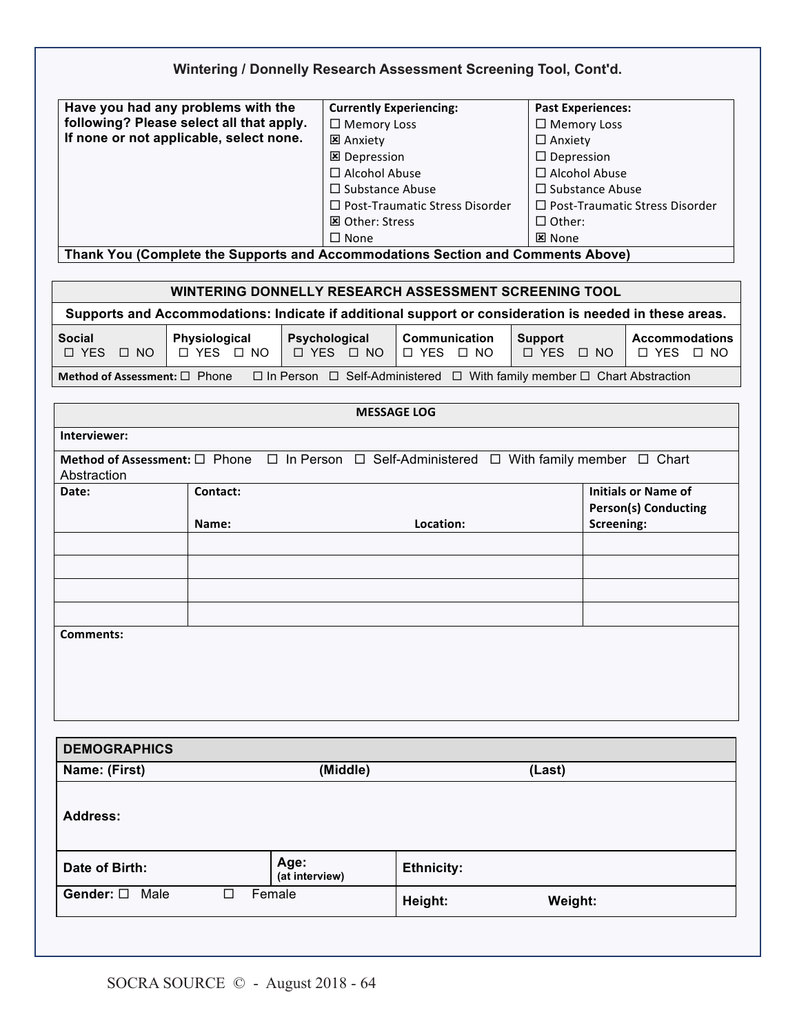### Wintering / Donnelly Research Assessment Screening Tool, Cont'd.

| Have you had any problems with the following? Please select all that apply. If none or not applicable, select none. | Currently Experiencing: | Past Experiences: |
|---|---|---|
| | ☐ Memory Loss | ☐ Memory Loss |
| | ☒ Anxiety | ☐ Anxiety |
| | ☒ Depression | ☐ Depression |
| | ☐ Alcohol Abuse | ☐ Alcohol Abuse |
| | ☐ Substance Abuse | ☐ Substance Abuse |
| | ☐ Post-Traumatic Stress Disorder | ☐ Post-Traumatic Stress Disorder |
| | ☒ Other: Stress | ☐ Other: |
| | ☐ None | ☒ None |
| **Thank You (Complete the Supports and Accommodations Section and Comments Above)** | | |

| WINTERING DONNELLY RESEARCH ASSESSMENT SCREENING TOOL | | | | | |
|---|---|---|---|---|---|
| **Supports and Accommodations: Indicate if additional support or consideration is needed in these areas.** | | | | | |
| **Social** ☐ YES ☐ NO | **Physiological** ☐ YES ☐ NO | **Psychological** ☐ YES ☐ NO | **Communication** ☐ YES ☐ NO | **Support** ☐ YES ☐ NO | **Accommodations** ☐ YES ☐ NO |
| **Method of Assessment:** ☐ Phone ☐ In Person ☐ Self-Administered ☐ With family member ☐ Chart Abstraction | | | | | |

| MESSAGE LOG | | | |
|---|---|---|---|
| **Interviewer:** | | | |
| **Method of Assessment:** ☐ Phone ☐ In Person ☐ Self-Administered ☐ With family member ☐ Chart Abstraction | | | |
| **Date:** | **Contact:** **Name:** | **Location:** | **Initials or Name of Person(s) Conducting Screening:** |
| | | | |
| | | | |
| | | | |
| | | | |
| **Comments:** | | | |

| DEMOGRAPHICS | | | |
|---|---|---|---|
| **Name: (First)** | **(Middle)** | **(Last)** | |
| **Address:** | | | |
| **Date of Birth:** | **Age:** (at interview) | **Ethnicity:** | |
| **Gender:** ☐ Male ☐ Female | | **Height:** | **Weight:** |

SOCRA SOURCE © - August 2018 - 64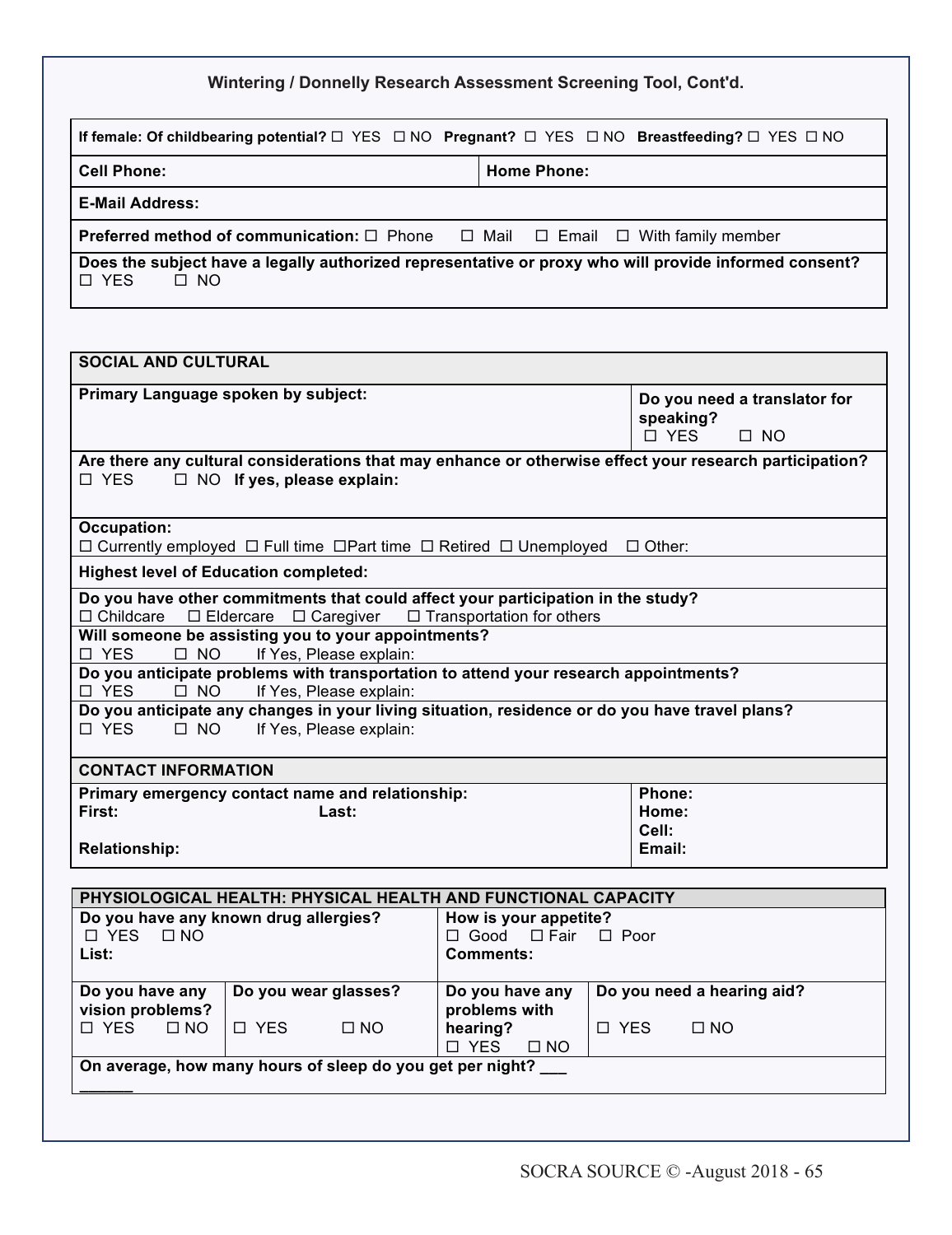### Wintering / Donnelly Research Assessment Screening Tool, Cont'd.

| | |
|---|---|
| **If female: Of childbearing potential?** ☐ YES ☐ NO **Pregnant?** ☐ YES ☐ NO **Breastfeeding?** ☐ YES ☐ NO | |
| **Cell Phone:** | **Home Phone:** |
| **E-Mail Address:** | |
| **Preferred method of communication:** ☐ Phone ☐ Mail ☐ Email ☐ With family member | |
| **Does the subject have a legally authorized representative or proxy who will provide informed consent?** ☐ YES ☐ NO | |

| **SOCIAL AND CULTURAL** | |
|---|---|
| **Primary Language spoken by subject:** | **Do you need a translator for speaking?** ☐ YES ☐ NO |
| **Are there any cultural considerations that may enhance or otherwise effect your research participation?** ☐ YES ☐ NO **If yes, please explain:** | |
| **Occupation:** ☐ Currently employed ☐ Full time ☐Part time ☐ Retired ☐ Unemployed ☐ Other: | |
| **Highest level of Education completed:** | |
| **Do you have other commitments that could affect your participation in the study?** ☐ Childcare ☐ Eldercare ☐ Caregiver ☐ Transportation for others | |
| **Will someone be assisting you to your appointments?** ☐ YES ☐ NO If Yes, Please explain: | |
| **Do you anticipate problems with transportation to attend your research appointments?** ☐ YES ☐ NO If Yes, Please explain: | |
| **Do you anticipate any changes in your living situation, residence or do you have travel plans?** ☐ YES ☐ NO If Yes, Please explain: | |
| **CONTACT INFORMATION** | |
| **Primary emergency contact name and relationship:** **First:** **Last:** **Relationship:** | **Phone:** **Home:** **Cell:** **Email:** |

| **PHYSIOLOGICAL HEALTH: PHYSICAL HEALTH AND FUNCTIONAL CAPACITY** | | | |
|---|---|---|---|
| **Do you have any known drug allergies?** ☐ YES ☐ NO **List:** | | **How is your appetite?** ☐ Good ☐ Fair ☐ Poor **Comments:** | |
| **Do you have any vision problems?** ☐ YES ☐ NO | **Do you wear glasses?** ☐ YES ☐ NO | **Do you have any problems with hearing?** ☐ YES ☐ NO | **Do you need a hearing aid?** ☐ YES ☐ NO |
| **On average, how many hours of sleep do you get per night?** ___ ______ | | | |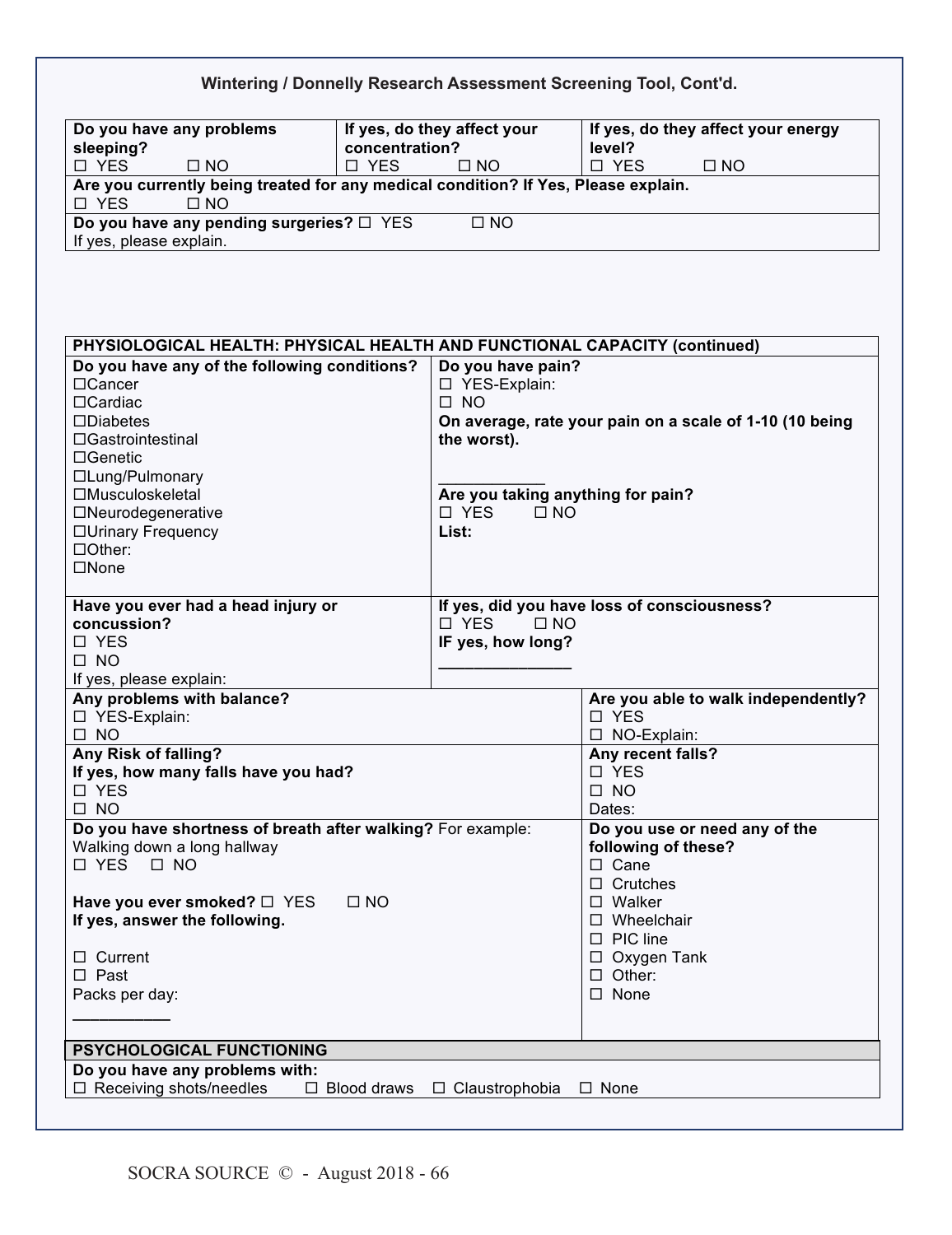### Wintering / Donnelly Research Assessment Screening Tool, Cont'd.

| **Do you have any problems sleeping?** ☐ YES ☐ NO | **If yes, do they affect your concentration?** ☐ YES ☐ NO | **If yes, do they affect your energy level?** ☐ YES ☐ NO |
|---|---|---|
| **Are you currently being treated for any medical condition? If Yes, Please explain.** ☐ YES ☐ NO | | |
| **Do you have any pending surgeries?** ☐ YES ☐ NO<br>If yes, please explain. | | |

| **PHYSIOLOGICAL HEALTH: PHYSICAL HEALTH AND FUNCTIONAL CAPACITY (continued)** | | |
|---|---|---|
| **Do you have any of the following conditions?**<br>☐Cancer<br>☐Cardiac<br>☐Diabetes<br>☐Gastrointestinal<br>☐Genetic<br>☐Lung/Pulmonary<br>☐Musculoskeletal<br>☐Neurodegenerative<br>☐Urinary Frequency<br>☐Other:<br>☐None | **Do you have pain?**<br>☐ YES-Explain:<br>☐ NO<br>**On average, rate your pain on a scale of 1-10 (10 being the worst).**<br>____________<br>**Are you taking anything for pain?**<br>☐ YES ☐ NO<br>**List:** | |
| **Have you ever had a head injury or concussion?**<br>☐ YES<br>☐ NO<br>If yes, please explain: | **If yes, did you have loss of consciousness?**<br>☐ YES ☐ NO<br>**IF yes, how long?**<br>_______________ | |
| **Any problems with balance?**<br>☐ YES-Explain:<br>☐ NO | | **Are you able to walk independently?**<br>☐ YES<br>☐ NO-Explain: |
| **Any Risk of falling?**<br>**If yes, how many falls have you had?**<br>☐ YES<br>☐ NO | | **Any recent falls?**<br>☐ YES<br>☐ NO<br>Dates: |
| **Do you have shortness of breath after walking?** For example: Walking down a long hallway<br>☐ YES ☐ NO<br><br>**Have you ever smoked?** ☐ YES ☐ NO<br>**If yes, answer the following.**<br><br>☐ Current<br>☐ Past<br>Packs per day:<br>___________ | | **Do you use or need any of the following of these?**<br>☐ Cane<br>☐ Crutches<br>☐ Walker<br>☐ Wheelchair<br>☐ PIC line<br>☐ Oxygen Tank<br>☐ Other:<br>☐ None |

| **PSYCHOLOGICAL FUNCTIONING** |
|---|
| **Do you have any problems with:**<br>☐ Receiving shots/needles ☐ Blood draws ☐ Claustrophobia ☐ None |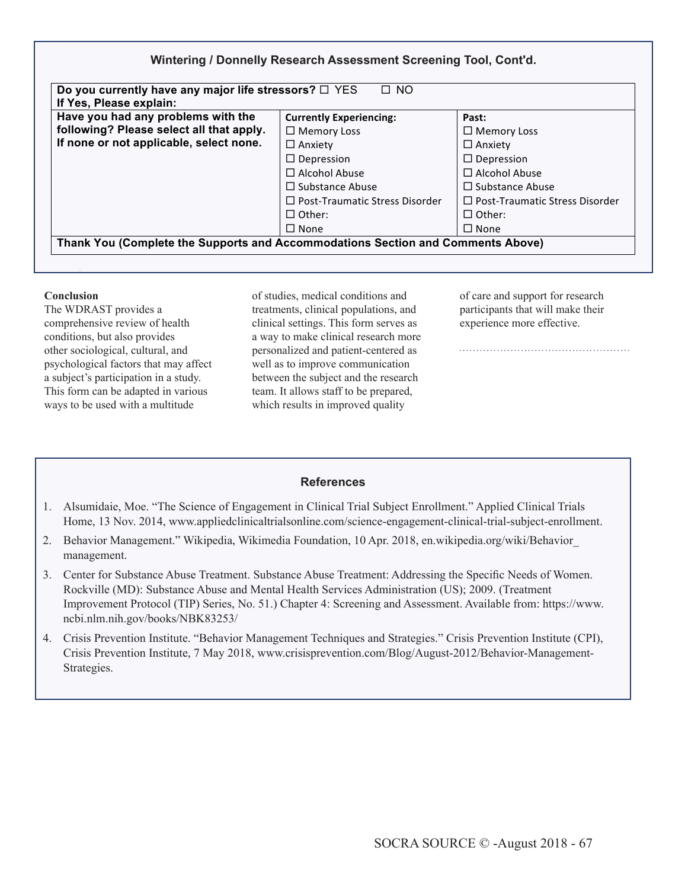### Wintering / Donnelly Research Assessment Screening Tool, Cont'd.

| | | |
|---|---|---|
| **Do you currently have any major life stressors?** ☐ YES ☐ NO<br>**If Yes, Please explain:** | | |
| **Have you had any problems with the following? Please select all that apply. If none or not applicable, select none.** | **Currently Experiencing:**<br>☐ Memory Loss<br>☐ Anxiety<br>☐ Depression<br>☐ Alcohol Abuse<br>☐ Substance Abuse<br>☐ Post-Traumatic Stress Disorder<br>☐ Other:<br>☐ None | **Past:**<br>☐ Memory Loss<br>☐ Anxiety<br>☐ Depression<br>☐ Alcohol Abuse<br>☐ Substance Abuse<br>☐ Post-Traumatic Stress Disorder<br>☐ Other:<br>☐ None |
| **Thank You (Complete the Supports and Accommodations Section and Comments Above)** | | |

**Conclusion**

The WDRAST provides a comprehensive review of health conditions, but also provides other sociological, cultural, and psychological factors that may affect a subject's participation in a study. This form can be adapted in various ways to be used with a multitude of studies, medical conditions and treatments, clinical populations, and clinical settings. This form serves as a way to make clinical research more personalized and patient-centered as well as to improve communication between the subject and the research team. It allows staff to be prepared, which results in improved quality of care and support for research participants that will make their experience more effective.

### References

1. Alsumidaie, Moe. "The Science of Engagement in Clinical Trial Subject Enrollment." Applied Clinical Trials Home, 13 Nov. 2014, www.appliedclinicaltrialsonline.com/science-engagement-clinical-trial-subject-enrollment.
2. Behavior Management." Wikipedia, Wikimedia Foundation, 10 Apr. 2018, en.wikipedia.org/wiki/Behavior_management.
3. Center for Substance Abuse Treatment. Substance Abuse Treatment: Addressing the Specific Needs of Women. Rockville (MD): Substance Abuse and Mental Health Services Administration (US); 2009. (Treatment Improvement Protocol (TIP) Series, No. 51.) Chapter 4: Screening and Assessment. Available from: https://www.ncbi.nlm.nih.gov/books/NBK83253/
4. Crisis Prevention Institute. "Behavior Management Techniques and Strategies." Crisis Prevention Institute (CPI), Crisis Prevention Institute, 7 May 2018, www.crisisprevention.com/Blog/August-2012/Behavior-Management-Strategies.